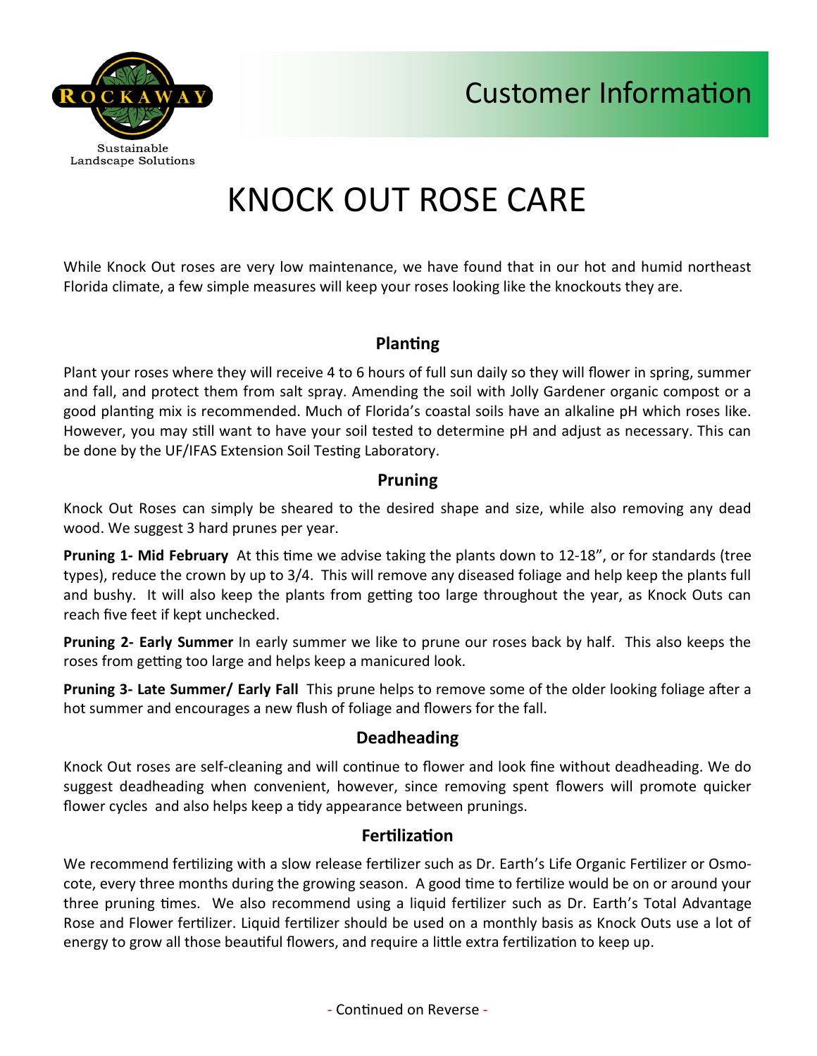Rockaway

Sustainable Landscape Solutions

Customer Information

# KNOCK OUT ROSE CARE

While Knock Out roses are very low maintenance, we have found that in our hot and humid northeast Florida climate, a few simple measures will keep your roses looking like the knockouts they are.

## Planting

Plant your roses where they will receive 4 to 6 hours of full sun daily so they will flower in spring, summer and fall, and protect them from salt spray. Amending the soil with Jolly Gardener organic compost or a good planting mix is recommended. Much of Florida's coastal soils have an alkaline pH which roses like. However, you may still want to have your soil tested to determine pH and adjust as necessary. This can be done by the UF/IFAS Extension Soil Testing Laboratory.

## Pruning

Knock Out Roses can simply be sheared to the desired shape and size, while also removing any dead wood. We suggest 3 hard prunes per year.

**Pruning 1- Mid February** At this time we advise taking the plants down to 12-18", or for standards (tree types), reduce the crown by up to 3/4. This will remove any diseased foliage and help keep the plants full and bushy. It will also keep the plants from getting too large throughout the year, as Knock Outs can reach five feet if kept unchecked.

**Pruning 2- Early Summer** In early summer we like to prune our roses back by half. This also keeps the roses from getting too large and helps keep a manicured look.

**Pruning 3- Late Summer/ Early Fall** This prune helps to remove some of the older looking foliage after a hot summer and encourages a new flush of foliage and flowers for the fall.

## Deadheading

Knock Out roses are self-cleaning and will continue to flower and look fine without deadheading. We do suggest deadheading when convenient, however, since removing spent flowers will promote quicker flower cycles and also helps keep a tidy appearance between prunings.

## Fertilization

We recommend fertilizing with a slow release fertilizer such as Dr. Earth's Life Organic Fertilizer or Osmocote, every three months during the growing season. A good time to fertilize would be on or around your three pruning times. We also recommend using a liquid fertilizer such as Dr. Earth's Total Advantage Rose and Flower fertilizer. Liquid fertilizer should be used on a monthly basis as Knock Outs use a lot of energy to grow all those beautiful flowers, and require a little extra fertilization to keep up.

- Continued on Reverse -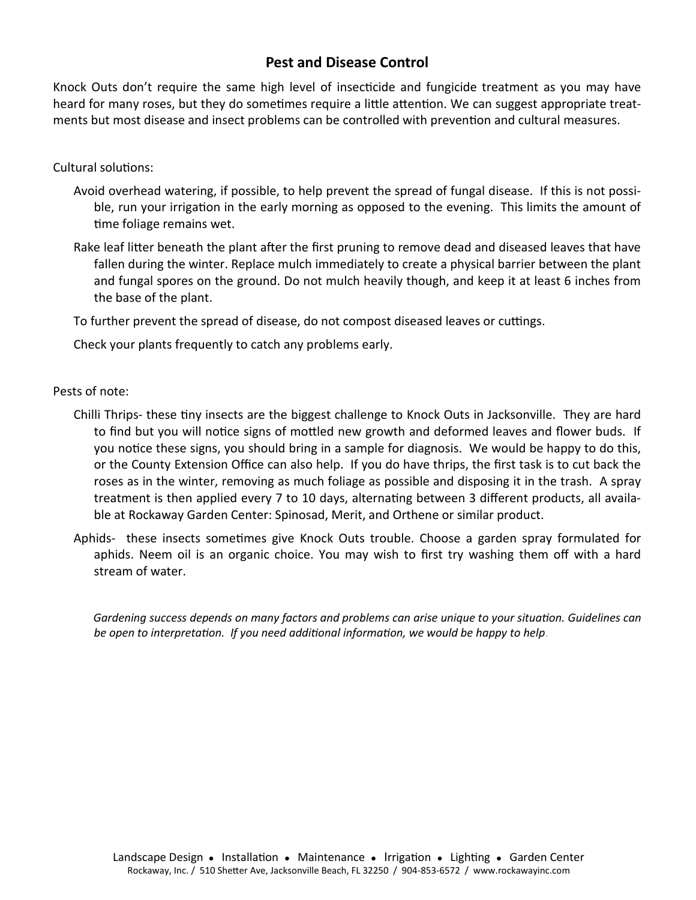## Pest and Disease Control

Knock Outs don't require the same high level of insecticide and fungicide treatment as you may have heard for many roses, but they do sometimes require a little attention. We can suggest appropriate treatments but most disease and insect problems can be controlled with prevention and cultural measures.

Cultural solutions:

Avoid overhead watering, if possible, to help prevent the spread of fungal disease. If this is not possible, run your irrigation in the early morning as opposed to the evening. This limits the amount of time foliage remains wet.

Rake leaf litter beneath the plant after the first pruning to remove dead and diseased leaves that have fallen during the winter. Replace mulch immediately to create a physical barrier between the plant and fungal spores on the ground. Do not mulch heavily though, and keep it at least 6 inches from the base of the plant.

To further prevent the spread of disease, do not compost diseased leaves or cuttings.

Check your plants frequently to catch any problems early.

Pests of note:

Chilli Thrips- these tiny insects are the biggest challenge to Knock Outs in Jacksonville. They are hard to find but you will notice signs of mottled new growth and deformed leaves and flower buds. If you notice these signs, you should bring in a sample for diagnosis. We would be happy to do this, or the County Extension Office can also help. If you do have thrips, the first task is to cut back the roses as in the winter, removing as much foliage as possible and disposing it in the trash. A spray treatment is then applied every 7 to 10 days, alternating between 3 different products, all available at Rockaway Garden Center: Spinosad, Merit, and Orthene or similar product.

Aphids- these insects sometimes give Knock Outs trouble. Choose a garden spray formulated for aphids. Neem oil is an organic choice. You may wish to first try washing them off with a hard stream of water.

*Gardening success depends on many factors and problems can arise unique to your situation. Guidelines can be open to interpretation. If you need additional information, we would be happy to help.*

Landscape Design • Installation • Maintenance • Irrigation • Lighting • Garden Center
Rockaway, Inc. / 510 Shetter Ave, Jacksonville Beach, FL 32250 / 904-853-6572 / www.rockawayinc.com